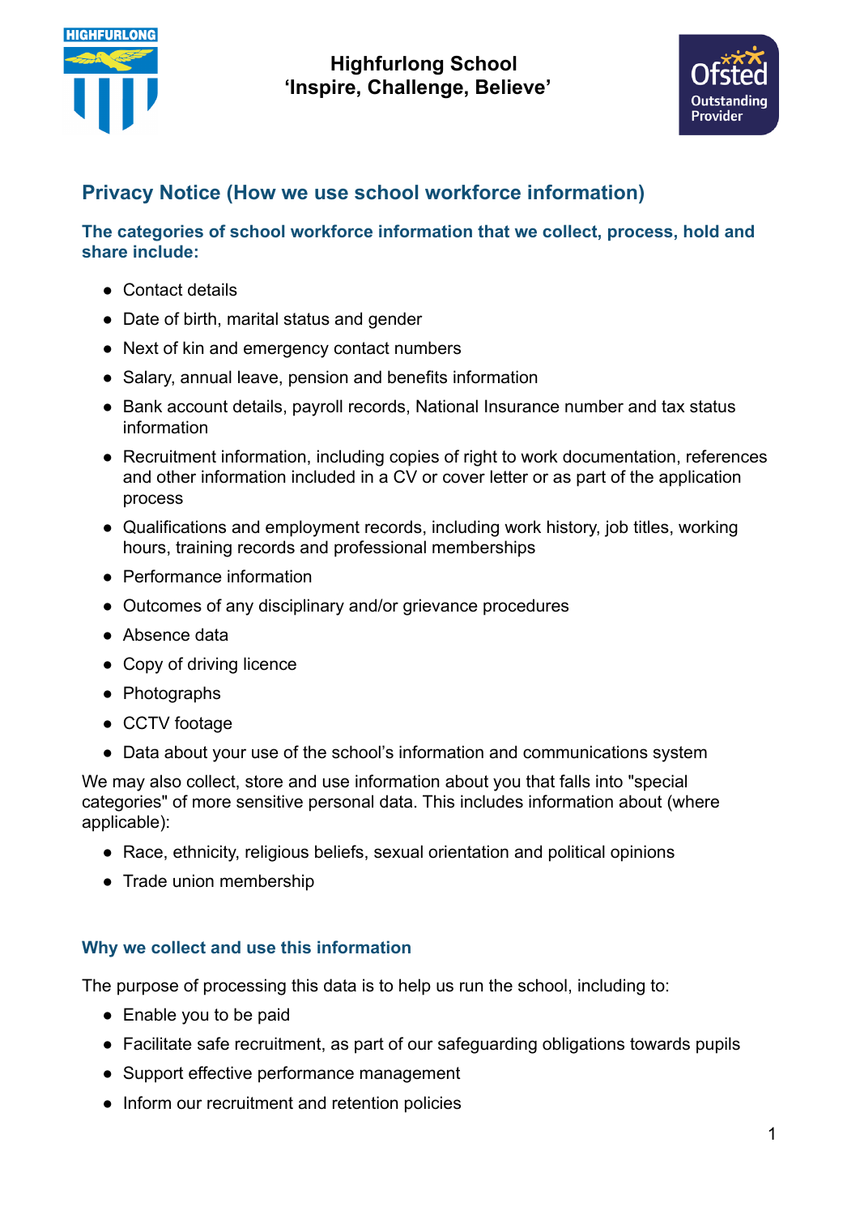**Highfurlong School**
**'Inspire, Challenge, Believe'**

## Privacy Notice (How we use school workforce information)

### The categories of school workforce information that we collect, process, hold and share include:

- Contact details
- Date of birth, marital status and gender
- Next of kin and emergency contact numbers
- Salary, annual leave, pension and benefits information
- Bank account details, payroll records, National Insurance number and tax status information
- Recruitment information, including copies of right to work documentation, references and other information included in a CV or cover letter or as part of the application process
- Qualifications and employment records, including work history, job titles, working hours, training records and professional memberships
- Performance information
- Outcomes of any disciplinary and/or grievance procedures
- Absence data
- Copy of driving licence
- Photographs
- CCTV footage
- Data about your use of the school's information and communications system

We may also collect, store and use information about you that falls into "special categories" of more sensitive personal data. This includes information about (where applicable):

- Race, ethnicity, religious beliefs, sexual orientation and political opinions
- Trade union membership

### Why we collect and use this information

The purpose of processing this data is to help us run the school, including to:

- Enable you to be paid
- Facilitate safe recruitment, as part of our safeguarding obligations towards pupils
- Support effective performance management
- Inform our recruitment and retention policies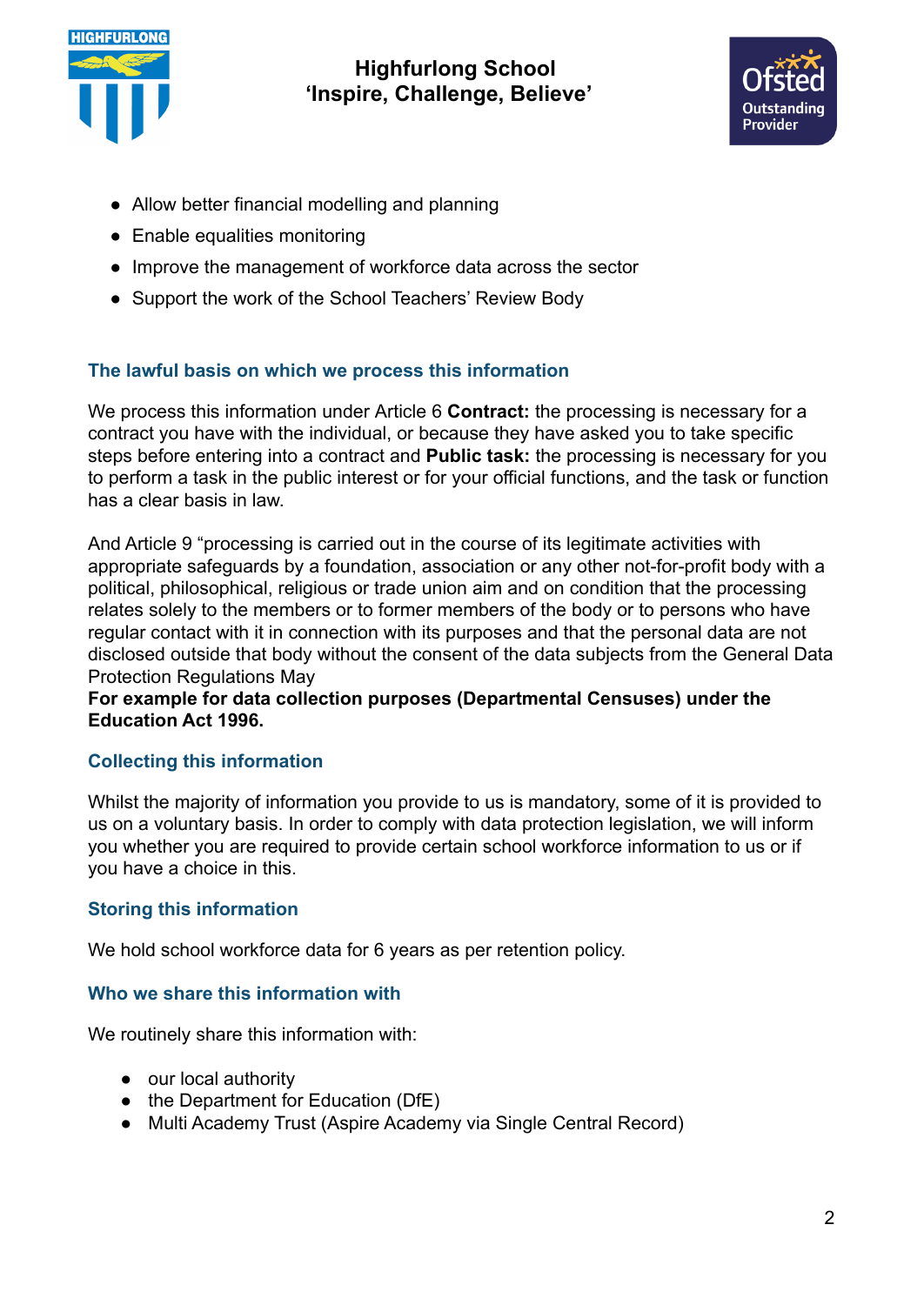- Allow better financial modelling and planning
- Enable equalities monitoring
- Improve the management of workforce data across the sector
- Support the work of the School Teachers' Review Body

## The lawful basis on which we process this information

We process this information under Article 6 **Contract:** the processing is necessary for a contract you have with the individual, or because they have asked you to take specific steps before entering into a contract and **Public task:** the processing is necessary for you to perform a task in the public interest or for your official functions, and the task or function has a clear basis in law.

And Article 9 "processing is carried out in the course of its legitimate activities with appropriate safeguards by a foundation, association or any other not-for-profit body with a political, philosophical, religious or trade union aim and on condition that the processing relates solely to the members or to former members of the body or to persons who have regular contact with it in connection with its purposes and that the personal data are not disclosed outside that body without the consent of the data subjects from the General Data Protection Regulations May
**For example for data collection purposes (Departmental Censuses) under the Education Act 1996.**

## Collecting this information

Whilst the majority of information you provide to us is mandatory, some of it is provided to us on a voluntary basis. In order to comply with data protection legislation, we will inform you whether you are required to provide certain school workforce information to us or if you have a choice in this.

## Storing this information

We hold school workforce data for 6 years as per retention policy.

## Who we share this information with

We routinely share this information with:

- our local authority
- the Department for Education (DfE)
- Multi Academy Trust (Aspire Academy via Single Central Record)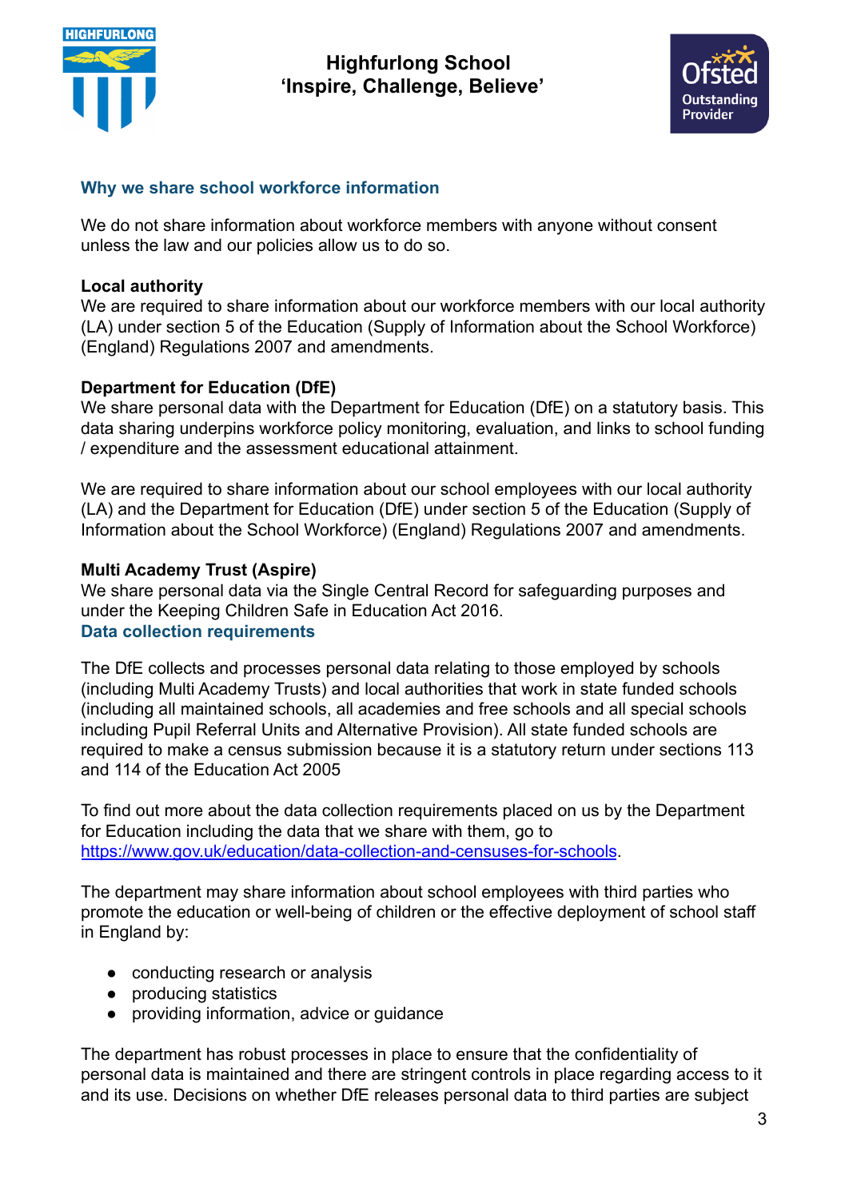## Why we share school workforce information

We do not share information about workforce members with anyone without consent unless the law and our policies allow us to do so.

**Local authority**
We are required to share information about our workforce members with our local authority (LA) under section 5 of the Education (Supply of Information about the School Workforce) (England) Regulations 2007 and amendments.

**Department for Education (DfE)**
We share personal data with the Department for Education (DfE) on a statutory basis. This data sharing underpins workforce policy monitoring, evaluation, and links to school funding / expenditure and the assessment educational attainment.

We are required to share information about our school employees with our local authority (LA) and the Department for Education (DfE) under section 5 of the Education (Supply of Information about the School Workforce) (England) Regulations 2007 and amendments.

**Multi Academy Trust (Aspire)**
We share personal data via the Single Central Record for safeguarding purposes and under the Keeping Children Safe in Education Act 2016.

## Data collection requirements

The DfE collects and processes personal data relating to those employed by schools (including Multi Academy Trusts) and local authorities that work in state funded schools (including all maintained schools, all academies and free schools and all special schools including Pupil Referral Units and Alternative Provision). All state funded schools are required to make a census submission because it is a statutory return under sections 113 and 114 of the Education Act 2005

To find out more about the data collection requirements placed on us by the Department for Education including the data that we share with them, go to [https://www.gov.uk/education/data-collection-and-censuses-for-schools](https://www.gov.uk/education/data-collection-and-censuses-for-schools).

The department may share information about school employees with third parties who promote the education or well-being of children or the effective deployment of school staff in England by:

- conducting research or analysis
- producing statistics
- providing information, advice or guidance

The department has robust processes in place to ensure that the confidentiality of personal data is maintained and there are stringent controls in place regarding access to it and its use. Decisions on whether DfE releases personal data to third parties are subject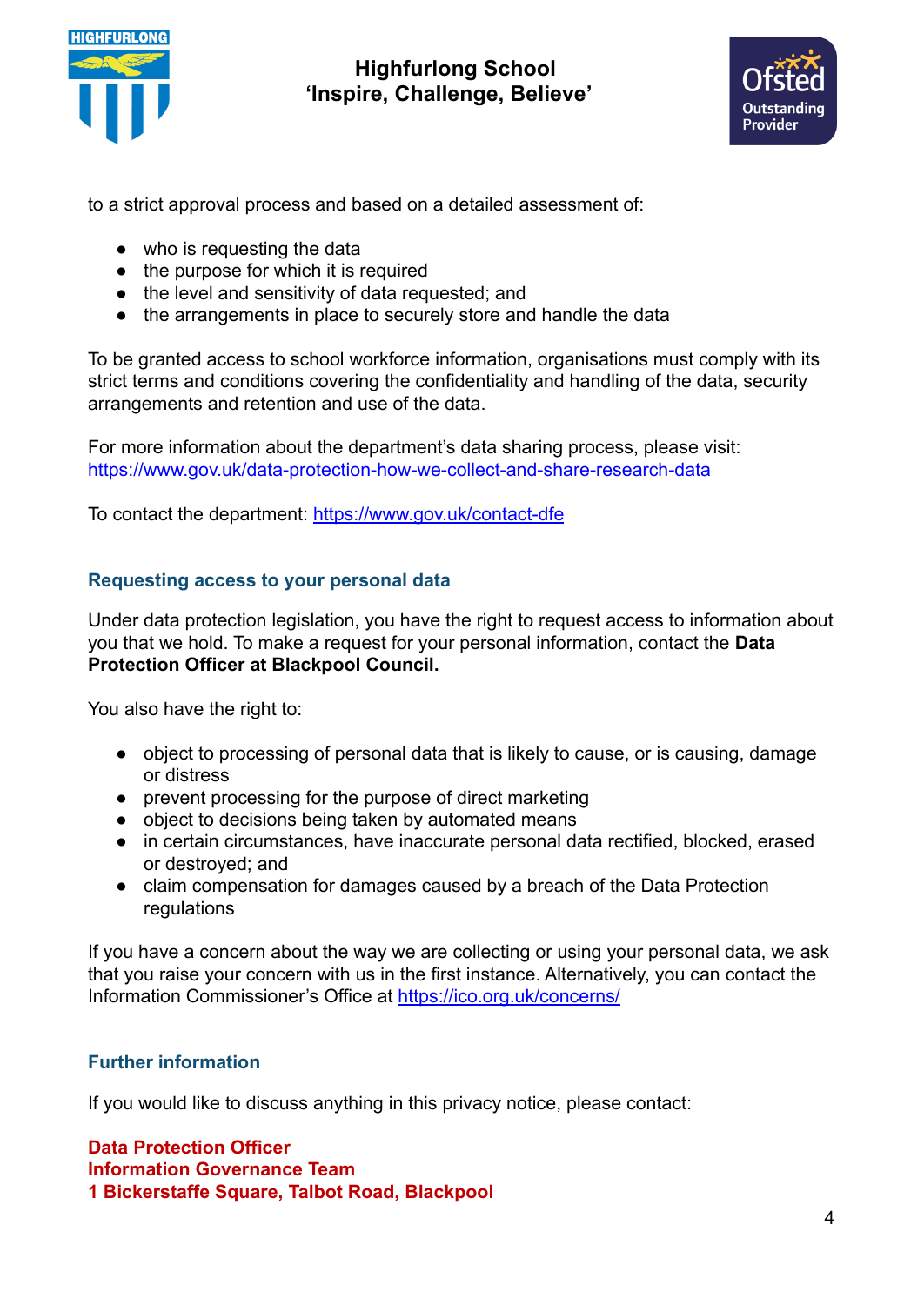to a strict approval process and based on a detailed assessment of:

- who is requesting the data
- the purpose for which it is required
- the level and sensitivity of data requested; and
- the arrangements in place to securely store and handle the data

To be granted access to school workforce information, organisations must comply with its strict terms and conditions covering the confidentiality and handling of the data, security arrangements and retention and use of the data.

For more information about the department's data sharing process, please visit: [https://www.gov.uk/data-protection-how-we-collect-and-share-research-data](https://www.gov.uk/data-protection-how-we-collect-and-share-research-data)

To contact the department: [https://www.gov.uk/contact-dfe](https://www.gov.uk/contact-dfe)

### Requesting access to your personal data

Under data protection legislation, you have the right to request access to information about you that we hold. To make a request for your personal information, contact the **Data Protection Officer at Blackpool Council.**

You also have the right to:

- object to processing of personal data that is likely to cause, or is causing, damage or distress
- prevent processing for the purpose of direct marketing
- object to decisions being taken by automated means
- in certain circumstances, have inaccurate personal data rectified, blocked, erased or destroyed; and
- claim compensation for damages caused by a breach of the Data Protection regulations

If you have a concern about the way we are collecting or using your personal data, we ask that you raise your concern with us in the first instance. Alternatively, you can contact the Information Commissioner's Office at [https://ico.org.uk/concerns/](https://ico.org.uk/concerns/)

### Further information

If you would like to discuss anything in this privacy notice, please contact:

**Data Protection Officer**
**Information Governance Team**
**1 Bickerstaffe Square, Talbot Road, Blackpool**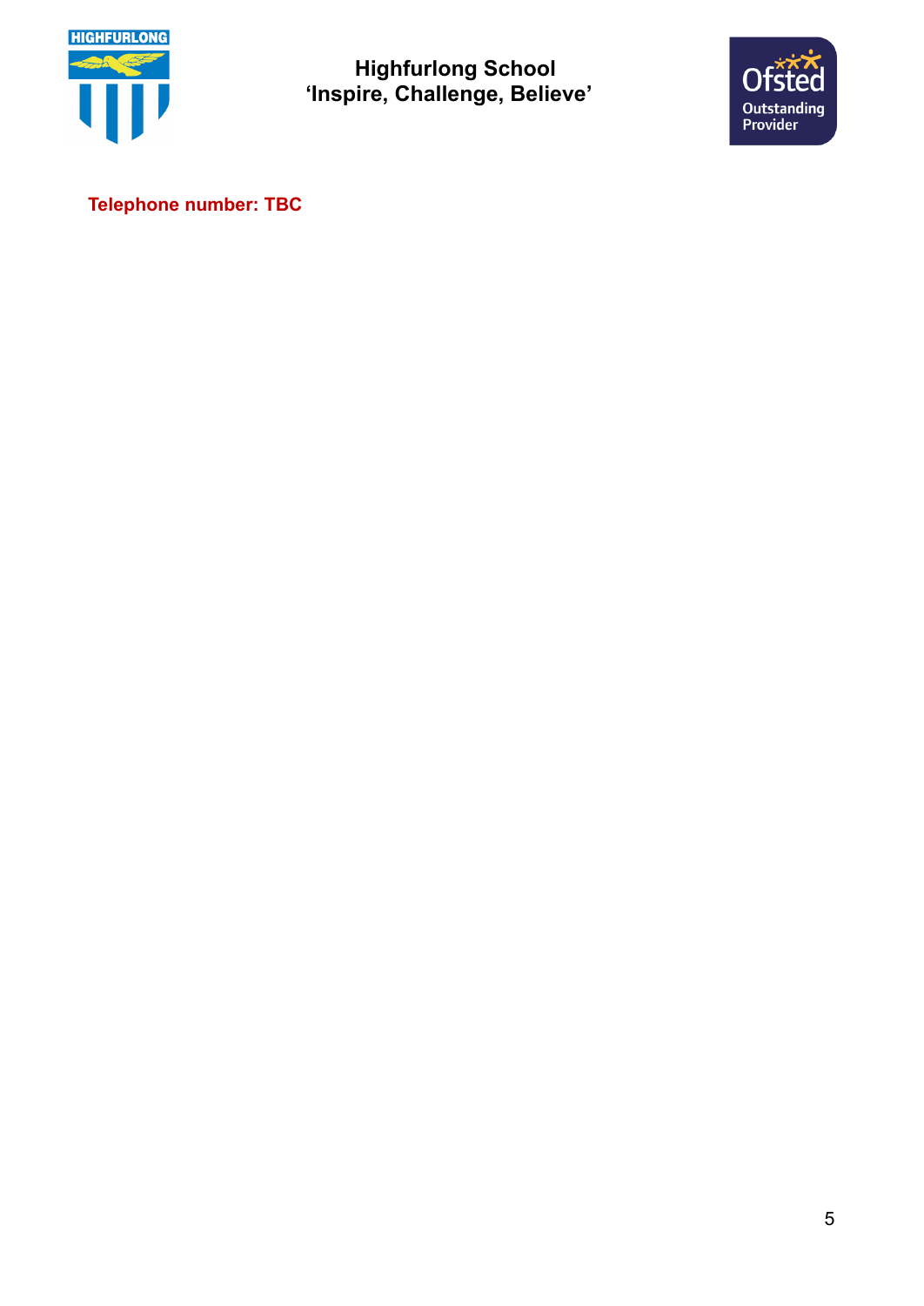**Telephone number: TBC**